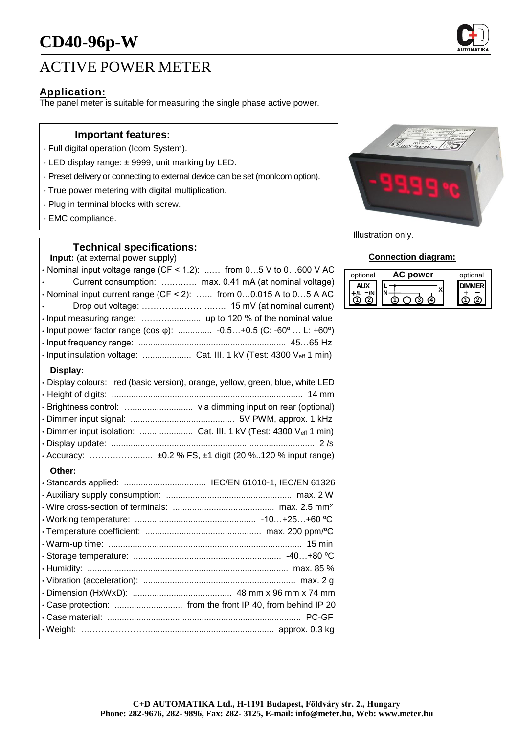# CD40-96p-W

# ACTIVE POWER METER

## Application:

The panel meter is suitable for measuring the single phase active power.

### Important features:

- Full digital operation (Icom System).
- LED display range: ± 9999, unit marking by LED.
- Preset delivery or connecting to external device can be set (monIcom option).
- True power metering with digital multiplication.
- Plug in terminal blocks with screw.
- EMC compliance.

Illustration only.

### Technical specifications:

**Input:** (at external power supply)

- Nominal input voltage range (CF < 1.2): ...... from 0…5 V to 0…600 V AC
- Current consumption: ………… max. 0.41 mA (at nominal voltage)
- Nominal input current range (CF < 2): ...... from 0…0.015 A to 0…5 A AC
- Drop out voltage: ………………………. 15 mV (at nominal current)
- Input measuring range: ……….............. up to 120 % of the nominal value
- Input power factor range (cos φ): .............. -0.5…+0.5 (C: -60º … L: +60º)
- Input frequency range: ............................................................ 45…65 Hz
- Input insulation voltage: .................... Cat. III. 1 kV (Test: 4300 $V_{eff}$ 1 min)

**Display:**

- Display colours: red (basic version), orange, yellow, green, blue, white LED
- Height of digits: ............................................................................... 14 mm
- Brightness control: ............................ via dimming input on rear (optional)
- Dimmer input signal: ........................................... 5V PWM, approx. 1 kHz
- Dimmer input isolation: ...................... Cat. III. 1 kV (Test: 4300 $V_{eff}$ 1 min)
- Display update: .................................................................................... 2 /s
- Accuracy: ……………......... ±0.2 % FS, ±1 digit (20 %..120 % input range)

**Other:**

- Standards applied: .................................. IEC/EN 61010-1, IEC/EN 61326
- Auxiliary supply consumption: .................................................... max. 2 W
- Wire cross-section of terminals: .......................................... max. 2.5 mm²
- Working temperature: .................................................. -10…+25…+60 ºC
- Temperature coefficient: ................................................ max. 200 ppm/ºC
- Warm-up time: ................................................................................ 15 min
- Storage temperature: ............................................................ -40…+80 ºC
- Humidity: .................................................................................. max. 85 %
- Vibration (acceleration): ............................................................... max. 2 g
- Dimension (HxWxD): ........................................ 48 mm x 96 mm x 74 mm
- Case protection: ............................ from the front IP 40, from behind IP 20
- Case material: ............................................................................... PC-GF
- Weight: ……………………................................................... approx. 0.3 kg

### Connection diagram:

| optional | AC power | optional |
|---|---|---|
| AUX: +/L −/N, ① ② | L, N, X: ① ○ ③ ④ | DIMMER: + −, ① ② |

**C+D AUTOMATIKA Ltd., H-1191 Budapest, Földváry str. 2., Hungary**
**Phone: 282-9676, 282- 9896, Fax: 282- 3125, E-mail: info@meter.hu, Web: www.meter.hu**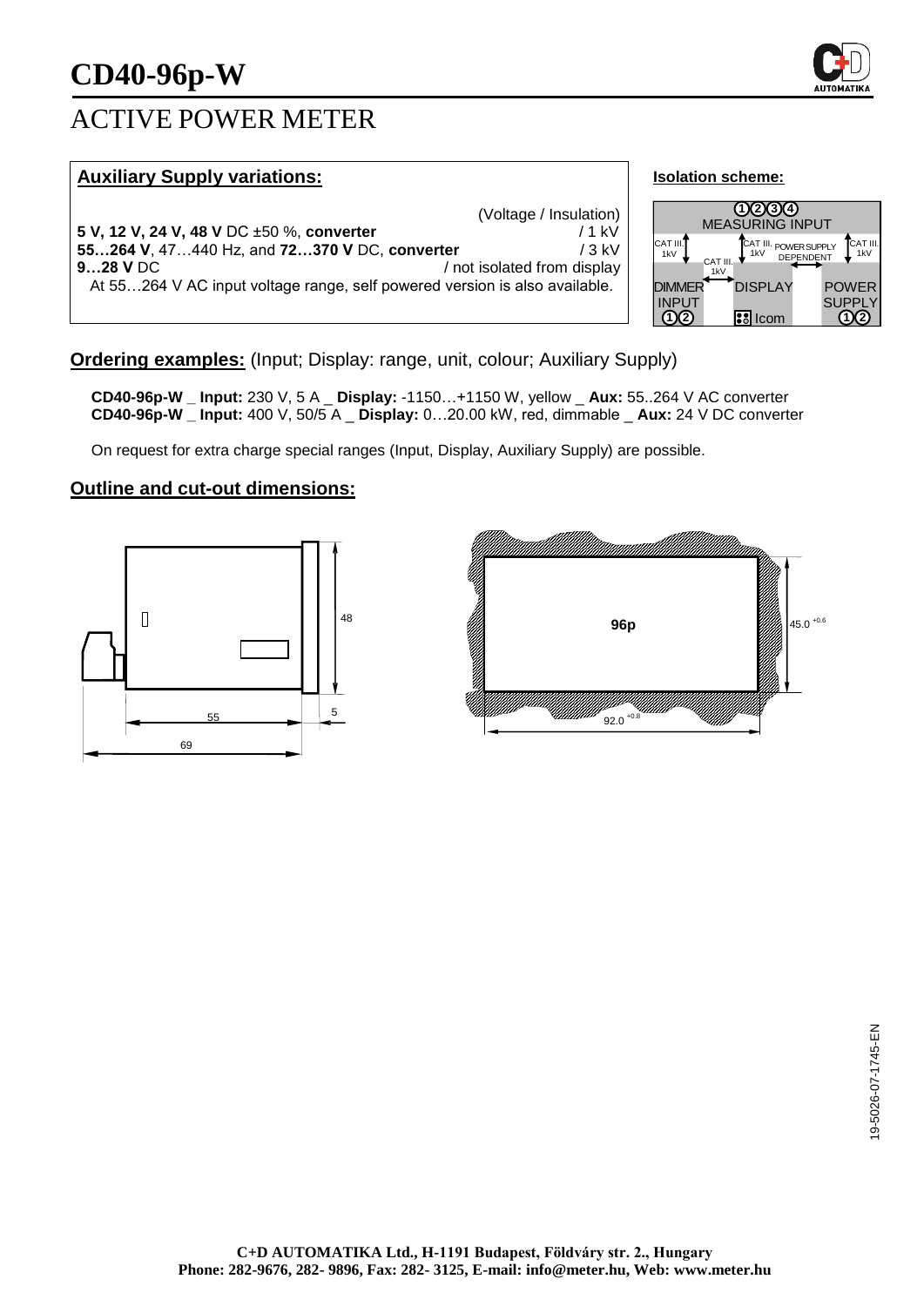# CD40-96p-W

## ACTIVE POWER METER

### Auxiliary Supply variations:

| | (Voltage / Insulation) |
|---|---|
| **5 V, 12 V, 24 V, 48 V** DC ±50 %, **converter** | / 1 kV |
| **55…264 V**, 47…440 Hz, and **72…370 V** DC, **converter** | / 3 kV |
| **9…28 V** DC | / not isolated from display |

At 55…264 V AC input voltage range, self powered version is also available.

### Isolation scheme:

①②③④
MEASURING INPUT
CAT III. 1kV
CAT III. 1kV
CAT III. 1kV
POWER SUPPLY DEPENDENT
CAT III. 1kV
DIMMER INPUT ①②
DISPLAY
Icom
POWER SUPPLY ①②

### Ordering examples: (Input; Display: range, unit, colour; Auxiliary Supply)

**CD40-96p-W _ Input:** 230 V, 5 A _ **Display:** -1150…+1150 W, yellow _ **Aux:** 55..264 V AC converter
**CD40-96p-W _ Input:** 400 V, 50/5 A _ **Display:** 0…20.00 kW, red, dimmable _ **Aux:** 24 V DC converter

On request for extra charge special ranges (Input, Display, Auxiliary Supply) are possible.

### Outline and cut-out dimensions:

48
5
55
69

96p
45.0 +0.6
92.0 +0.8

19-5026-07-1745-EN

**C+D AUTOMATIKA Ltd., H-1191 Budapest, Földváry str. 2., Hungary**
**Phone: 282-9676, 282- 9896, Fax: 282- 3125, E-mail: info@meter.hu, Web: www.meter.hu**